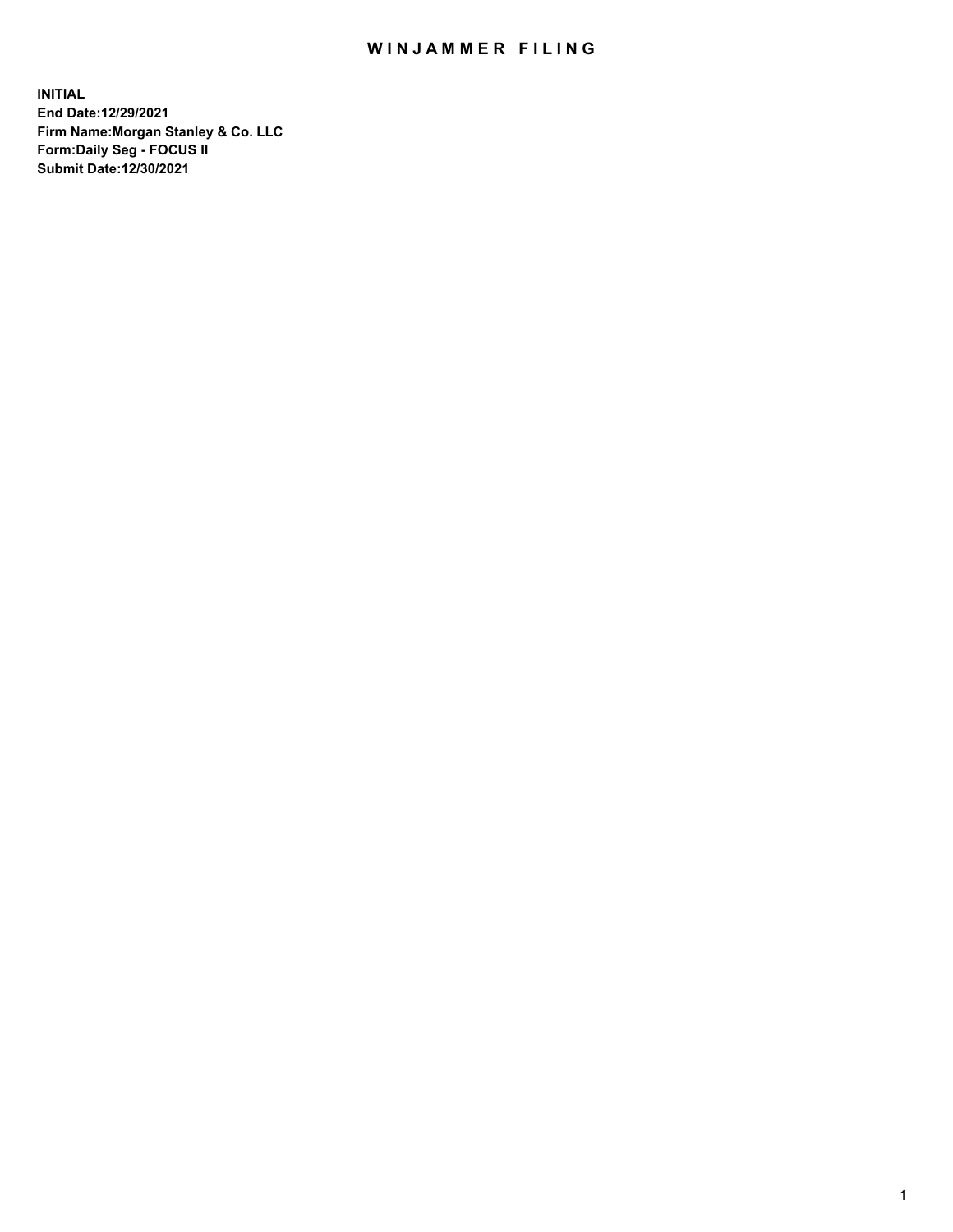# WINJAMMER FILING

**INITIAL**
**End Date:12/29/2021**
**Firm Name:Morgan Stanley & Co. LLC**
**Form:Daily Seg - FOCUS II**
**Submit Date:12/30/2021**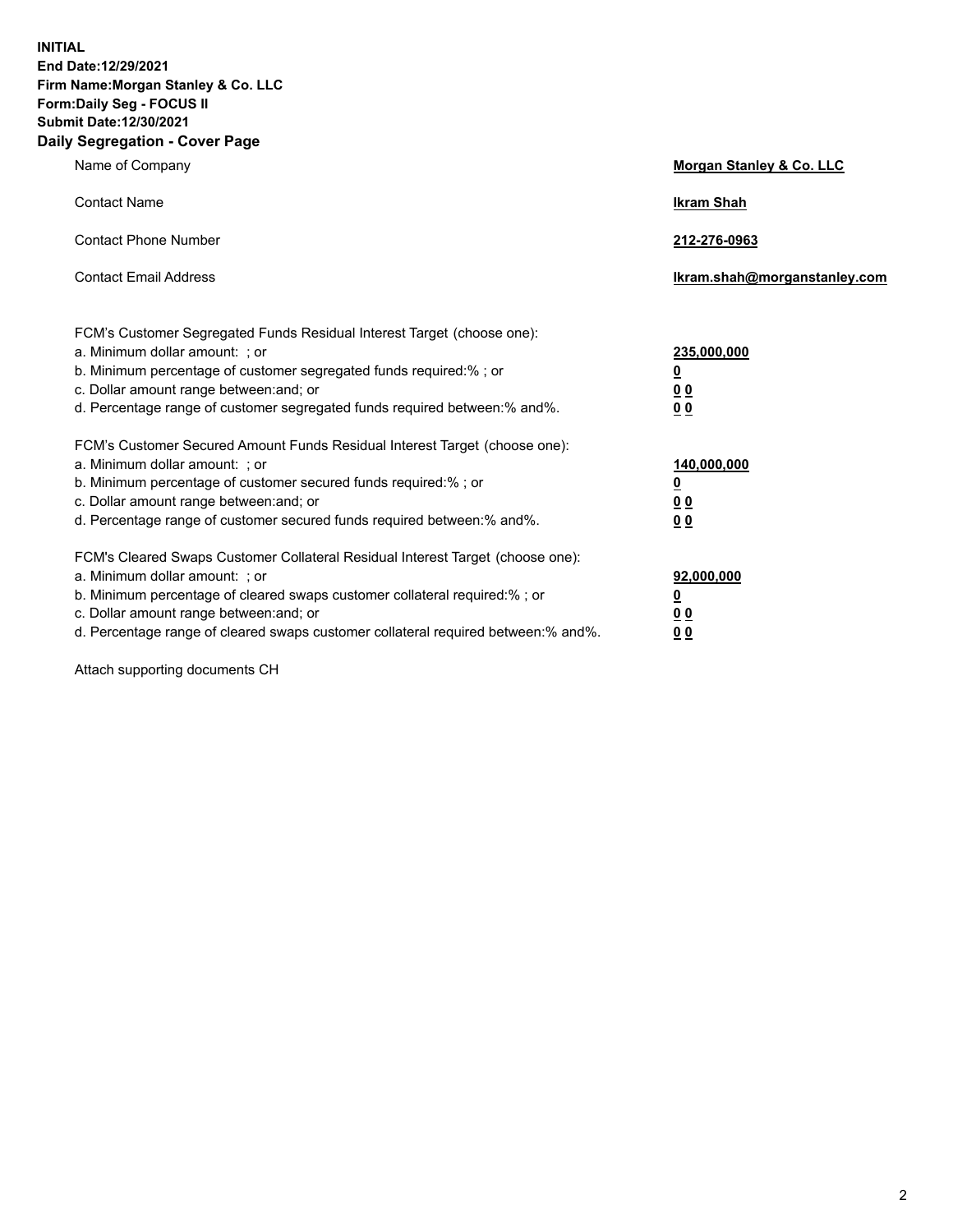**INITIAL**
**End Date:12/29/2021**
**Firm Name:Morgan Stanley & Co. LLC**
**Form:Daily Seg - FOCUS II**
**Submit Date:12/30/2021**

## Daily Segregation - Cover Page

| | |
|---|---|
| Name of Company | **Morgan Stanley & Co. LLC** |
| Contact Name | **Ikram Shah** |
| Contact Phone Number | **212-276-0963** |
| Contact Email Address | **Ikram.shah@morganstanley.com** |

| | |
|---|---|
| FCM's Customer Segregated Funds Residual Interest Target (choose one): | |
| a. Minimum dollar amount: ; or | **235,000,000** |
| b. Minimum percentage of customer segregated funds required:% ; or | **0** |
| c. Dollar amount range between:and; or | **0 0** |
| d. Percentage range of customer segregated funds required between:% and%. | **0 0** |
| FCM's Customer Secured Amount Funds Residual Interest Target (choose one): | |
| a. Minimum dollar amount: ; or | **140,000,000** |
| b. Minimum percentage of customer secured funds required:% ; or | **0** |
| c. Dollar amount range between:and; or | **0 0** |
| d. Percentage range of customer secured funds required between:% and%. | **0 0** |
| FCM's Cleared Swaps Customer Collateral Residual Interest Target (choose one): | |
| a. Minimum dollar amount: ; or | **92,000,000** |
| b. Minimum percentage of cleared swaps customer collateral required:% ; or | **0** |
| c. Dollar amount range between:and; or | **0 0** |
| d. Percentage range of cleared swaps customer collateral required between:% and%. | **0 0** |

Attach supporting documents CH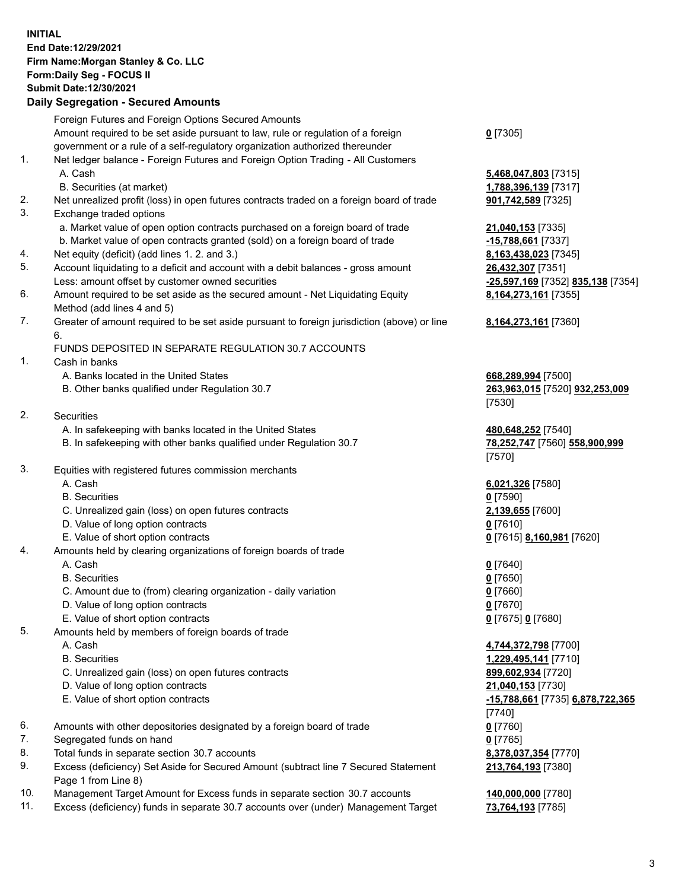**INITIAL**
**End Date:12/29/2021**
**Firm Name:Morgan Stanley & Co. LLC**
**Form:Daily Seg - FOCUS II**
**Submit Date:12/30/2021**

## Daily Segregation - Secured Amounts

| | | |
|---|---|---|
| | Foreign Futures and Foreign Options Secured Amounts | |
| | Amount required to be set aside pursuant to law, rule or regulation of a foreign government or a rule of a self-regulatory organization authorized thereunder | **0** [7305] |
| 1. | Net ledger balance - Foreign Futures and Foreign Option Trading - All Customers | |
| | A. Cash | **5,468,047,803** [7315] |
| | B. Securities (at market) | **1,788,396,139** [7317] |
| 2. | Net unrealized profit (loss) in open futures contracts traded on a foreign board of trade | **901,742,589** [7325] |
| 3. | Exchange traded options | |
| | a. Market value of open option contracts purchased on a foreign board of trade | **21,040,153** [7335] |
| | b. Market value of open contracts granted (sold) on a foreign board of trade | **-15,788,661** [7337] |
| 4. | Net equity (deficit) (add lines 1. 2. and 3.) | **8,163,438,023** [7345] |
| 5. | Account liquidating to a deficit and account with a debit balances - gross amount | **26,432,307** [7351] |
| | Less: amount offset by customer owned securities | **-25,597,169** [7352] **835,138** [7354] |
| 6. | Amount required to be set aside as the secured amount - Net Liquidating Equity Method (add lines 4 and 5) | **8,164,273,161** [7355] |
| 7. | Greater of amount required to be set aside pursuant to foreign jurisdiction (above) or line 6. | **8,164,273,161** [7360] |
| | FUNDS DEPOSITED IN SEPARATE REGULATION 30.7 ACCOUNTS | |
| 1. | Cash in banks | |
| | A. Banks located in the United States | **668,289,994** [7500] |
| | B. Other banks qualified under Regulation 30.7 | **263,963,015** [7520] **932,253,009** [7530] |
| 2. | Securities | |
| | A. In safekeeping with banks located in the United States | **480,648,252** [7540] |
| | B. In safekeeping with other banks qualified under Regulation 30.7 | **78,252,747** [7560] **558,900,999** [7570] |
| 3. | Equities with registered futures commission merchants | |
| | A. Cash | **6,021,326** [7580] |
| | B. Securities | **0** [7590] |
| | C. Unrealized gain (loss) on open futures contracts | **2,139,655** [7600] |
| | D. Value of long option contracts | **0** [7610] |
| | E. Value of short option contracts | **0** [7615] **8,160,981** [7620] |
| 4. | Amounts held by clearing organizations of foreign boards of trade | |
| | A. Cash | **0** [7640] |
| | B. Securities | **0** [7650] |
| | C. Amount due to (from) clearing organization - daily variation | **0** [7660] |
| | D. Value of long option contracts | **0** [7670] |
| | E. Value of short option contracts | **0** [7675] **0** [7680] |
| 5. | Amounts held by members of foreign boards of trade | |
| | A. Cash | **4,744,372,798** [7700] |
| | B. Securities | **1,229,495,141** [7710] |
| | C. Unrealized gain (loss) on open futures contracts | **899,602,934** [7720] |
| | D. Value of long option contracts | **21,040,153** [7730] |
| | E. Value of short option contracts | **-15,788,661** [7735] **6,878,722,365** [7740] |
| 6. | Amounts with other depositories designated by a foreign board of trade | **0** [7760] |
| 7. | Segregated funds on hand | **0** [7765] |
| 8. | Total funds in separate section 30.7 accounts | **8,378,037,354** [7770] |
| 9. | Excess (deficiency) Set Aside for Secured Amount (subtract line 7 Secured Statement Page 1 from Line 8) | **213,764,193** [7380] |
| 10. | Management Target Amount for Excess funds in separate section 30.7 accounts | **140,000,000** [7780] |
| 11. | Excess (deficiency) funds in separate 30.7 accounts over (under) Management Target | **73,764,193** [7785] |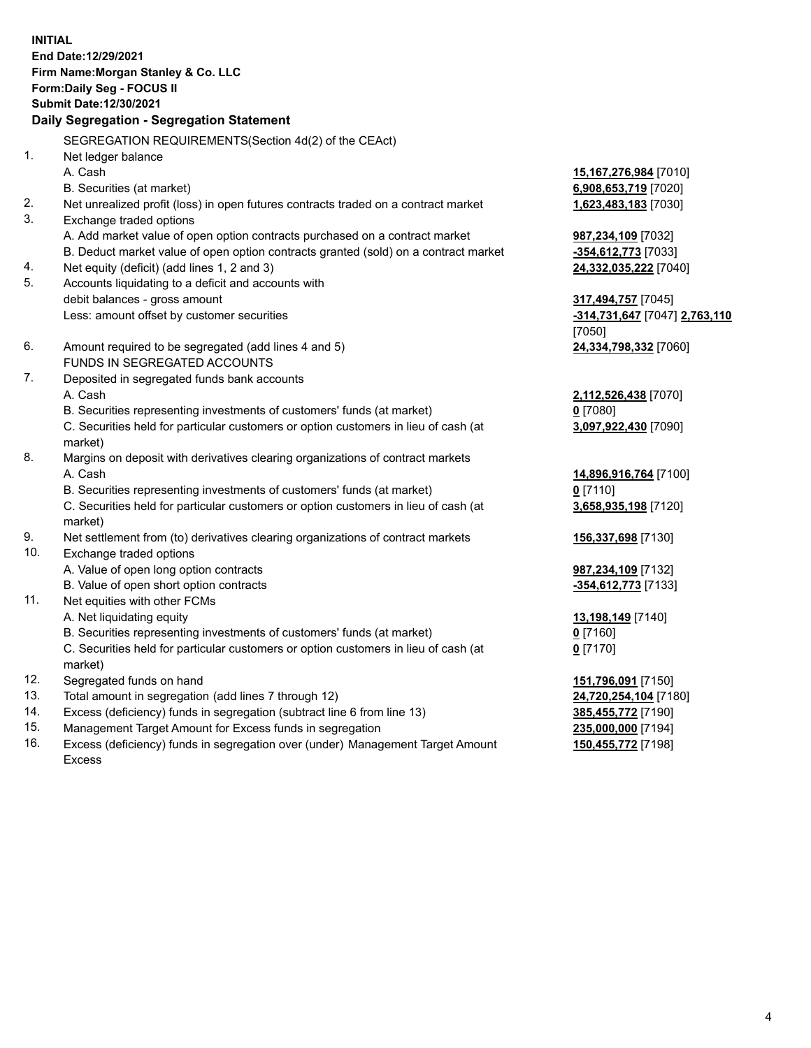**INITIAL**
**End Date:12/29/2021**
**Firm Name:Morgan Stanley & Co. LLC**
**Form:Daily Seg - FOCUS II**
**Submit Date:12/30/2021**

**Daily Segregation - Segregation Statement**

SEGREGATION REQUIREMENTS(Section 4d(2) of the CEAct)

| | | |
|---|---|---|
| 1. | Net ledger balance | |
| | A. Cash | **15,167,276,984** [7010] |
| | B. Securities (at market) | **6,908,653,719** [7020] |
| 2. | Net unrealized profit (loss) in open futures contracts traded on a contract market | **1,623,483,183** [7030] |
| 3. | Exchange traded options | |
| | A. Add market value of open option contracts purchased on a contract market | **987,234,109** [7032] |
| | B. Deduct market value of open option contracts granted (sold) on a contract market | **-354,612,773** [7033] |
| 4. | Net equity (deficit) (add lines 1, 2 and 3) | **24,332,035,222** [7040] |
| 5. | Accounts liquidating to a deficit and accounts with debit balances - gross amount | **317,494,757** [7045] |
| | Less: amount offset by customer securities | **-314,731,647** [7047] **2,763,110** [7050] |
| 6. | Amount required to be segregated (add lines 4 and 5) | **24,334,798,332** [7060] |
| | FUNDS IN SEGREGATED ACCOUNTS | |
| 7. | Deposited in segregated funds bank accounts | |
| | A. Cash | **2,112,526,438** [7070] |
| | B. Securities representing investments of customers' funds (at market) | **0** [7080] |
| | C. Securities held for particular customers or option customers in lieu of cash (at market) | **3,097,922,430** [7090] |
| 8. | Margins on deposit with derivatives clearing organizations of contract markets | |
| | A. Cash | **14,896,916,764** [7100] |
| | B. Securities representing investments of customers' funds (at market) | **0** [7110] |
| | C. Securities held for particular customers or option customers in lieu of cash (at market) | **3,658,935,198** [7120] |
| 9. | Net settlement from (to) derivatives clearing organizations of contract markets | **156,337,698** [7130] |
| 10. | Exchange traded options | |
| | A. Value of open long option contracts | **987,234,109** [7132] |
| | B. Value of open short option contracts | **-354,612,773** [7133] |
| 11. | Net equities with other FCMs | |
| | A. Net liquidating equity | **13,198,149** [7140] |
| | B. Securities representing investments of customers' funds (at market) | **0** [7160] |
| | C. Securities held for particular customers or option customers in lieu of cash (at market) | **0** [7170] |
| 12. | Segregated funds on hand | **151,796,091** [7150] |
| 13. | Total amount in segregation (add lines 7 through 12) | **24,720,254,104** [7180] |
| 14. | Excess (deficiency) funds in segregation (subtract line 6 from line 13) | **385,455,772** [7190] |
| 15. | Management Target Amount for Excess funds in segregation | **235,000,000** [7194] |
| 16. | Excess (deficiency) funds in segregation over (under) Management Target Amount Excess | **150,455,772** [7198] |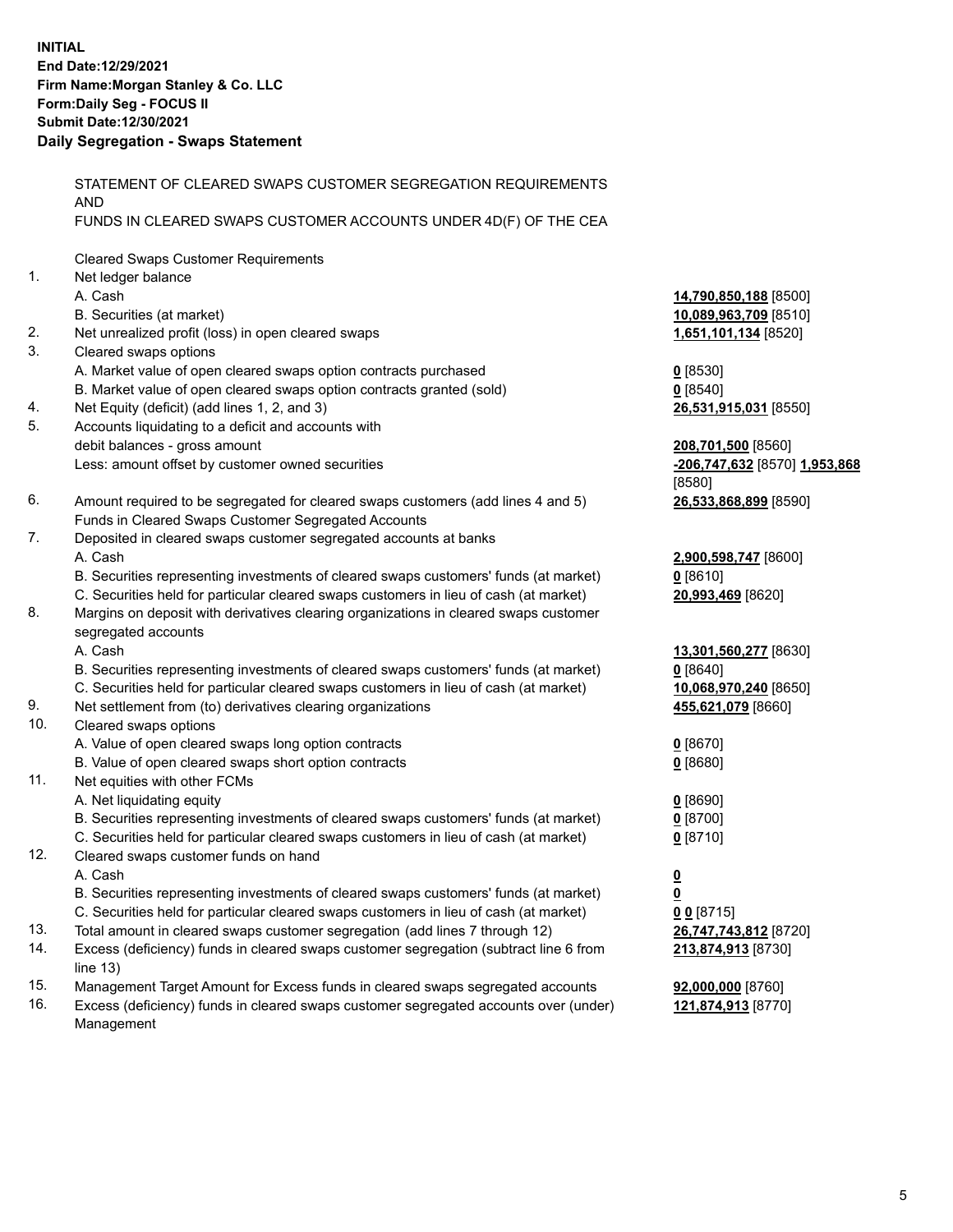**INITIAL**
**End Date:12/29/2021**
**Firm Name:Morgan Stanley & Co. LLC**
**Form:Daily Seg - FOCUS II**
**Submit Date:12/30/2021**
**Daily Segregation - Swaps Statement**

STATEMENT OF CLEARED SWAPS CUSTOMER SEGREGATION REQUIREMENTS AND FUNDS IN CLEARED SWAPS CUSTOMER ACCOUNTS UNDER 4D(F) OF THE CEA

| | | |
|---|---|---|
| | Cleared Swaps Customer Requirements | |
| 1. | Net ledger balance | |
| | A. Cash | **14,790,850,188** [8500] |
| | B. Securities (at market) | **10,089,963,709** [8510] |
| 2. | Net unrealized profit (loss) in open cleared swaps | **1,651,101,134** [8520] |
| 3. | Cleared swaps options | |
| | A. Market value of open cleared swaps option contracts purchased | **0** [8530] |
| | B. Market value of open cleared swaps option contracts granted (sold) | **0** [8540] |
| 4. | Net Equity (deficit) (add lines 1, 2, and 3) | **26,531,915,031** [8550] |
| 5. | Accounts liquidating to a deficit and accounts with debit balances - gross amount | **208,701,500** [8560] |
| | Less: amount offset by customer owned securities | **-206,747,632** [8570] **1,953,868** [8580] |
| 6. | Amount required to be segregated for cleared swaps customers (add lines 4 and 5) | **26,533,868,899** [8590] |
| | Funds in Cleared Swaps Customer Segregated Accounts | |
| 7. | Deposited in cleared swaps customer segregated accounts at banks | |
| | A. Cash | **2,900,598,747** [8600] |
| | B. Securities representing investments of cleared swaps customers' funds (at market) | **0** [8610] |
| | C. Securities held for particular cleared swaps customers in lieu of cash (at market) | **20,993,469** [8620] |
| 8. | Margins on deposit with derivatives clearing organizations in cleared swaps customer segregated accounts | |
| | A. Cash | **13,301,560,277** [8630] |
| | B. Securities representing investments of cleared swaps customers' funds (at market) | **0** [8640] |
| | C. Securities held for particular cleared swaps customers in lieu of cash (at market) | **10,068,970,240** [8650] |
| 9. | Net settlement from (to) derivatives clearing organizations | **455,621,079** [8660] |
| 10. | Cleared swaps options | |
| | A. Value of open cleared swaps long option contracts | **0** [8670] |
| | B. Value of open cleared swaps short option contracts | **0** [8680] |
| 11. | Net equities with other FCMs | |
| | A. Net liquidating equity | **0** [8690] |
| | B. Securities representing investments of cleared swaps customers' funds (at market) | **0** [8700] |
| | C. Securities held for particular cleared swaps customers in lieu of cash (at market) | **0** [8710] |
| 12. | Cleared swaps customer funds on hand | |
| | A. Cash | **0** |
| | B. Securities representing investments of cleared swaps customers' funds (at market) | **0** |
| | C. Securities held for particular cleared swaps customers in lieu of cash (at market) | **0** **0** [8715] |
| 13. | Total amount in cleared swaps customer segregation (add lines 7 through 12) | **26,747,743,812** [8720] |
| 14. | Excess (deficiency) funds in cleared swaps customer segregation (subtract line 6 from line 13) | **213,874,913** [8730] |
| 15. | Management Target Amount for Excess funds in cleared swaps segregated accounts | **92,000,000** [8760] |
| 16. | Excess (deficiency) funds in cleared swaps customer segregated accounts over (under) Management | **121,874,913** [8770] |